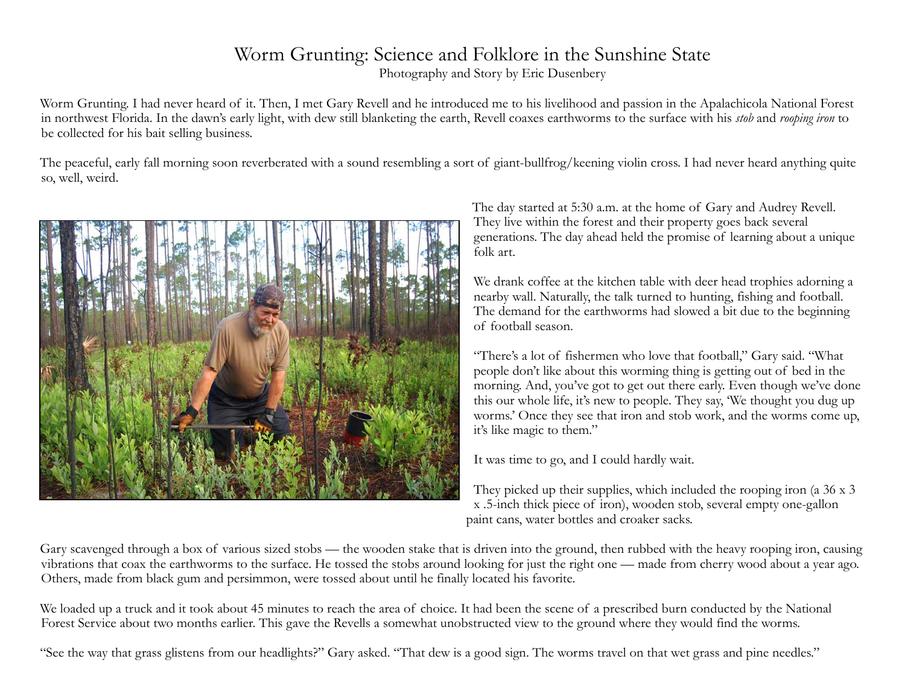# Worm Grunting: Science and Folklore in the Sunshine State

Photography and Story by Eric Dusenbery

Worm Grunting. I had never heard of it. Then, I met Gary Revell and he introduced me to his livelihood and passion in the Apalachicola National Forest in northwest Florida. In the dawn's early light, with dew still blanketing the earth, Revell coaxes earthworms to the surface with his *stob* and *rooping iron* to be collected for his bait selling business.

The peaceful, early fall morning soon reverberated with a sound resembling a sort of giant-bullfrog/keening violin cross. I had never heard anything quite so, well, weird.

The day started at 5:30 a.m. at the home of Gary and Audrey Revell. They live within the forest and their property goes back several generations. The day ahead held the promise of learning about a unique folk art.

We drank coffee at the kitchen table with deer head trophies adorning a nearby wall. Naturally, the talk turned to hunting, fishing and football. The demand for the earthworms had slowed a bit due to the beginning of football season.

"There's a lot of fishermen who love that football," Gary said. "What people don't like about this worming thing is getting out of bed in the morning. And, you've got to get out there early. Even though we've done this our whole life, it's new to people. They say, 'We thought you dug up worms.' Once they see that iron and stob work, and the worms come up, it's like magic to them."

It was time to go, and I could hardly wait.

They picked up their supplies, which included the rooping iron (a 36 x 3 x .5-inch thick piece of iron), wooden stob, several empty one-gallon paint cans, water bottles and croaker sacks.

Gary scavenged through a box of various sized stobs — the wooden stake that is driven into the ground, then rubbed with the heavy rooping iron, causing vibrations that coax the earthworms to the surface. He tossed the stobs around looking for just the right one — made from cherry wood about a year ago. Others, made from black gum and persimmon, were tossed about until he finally located his favorite.

We loaded up a truck and it took about 45 minutes to reach the area of choice. It had been the scene of a prescribed burn conducted by the National Forest Service about two months earlier. This gave the Revells a somewhat unobstructed view to the ground where they would find the worms.

"See the way that grass glistens from our headlights?" Gary asked. "That dew is a good sign. The worms travel on that wet grass and pine needles."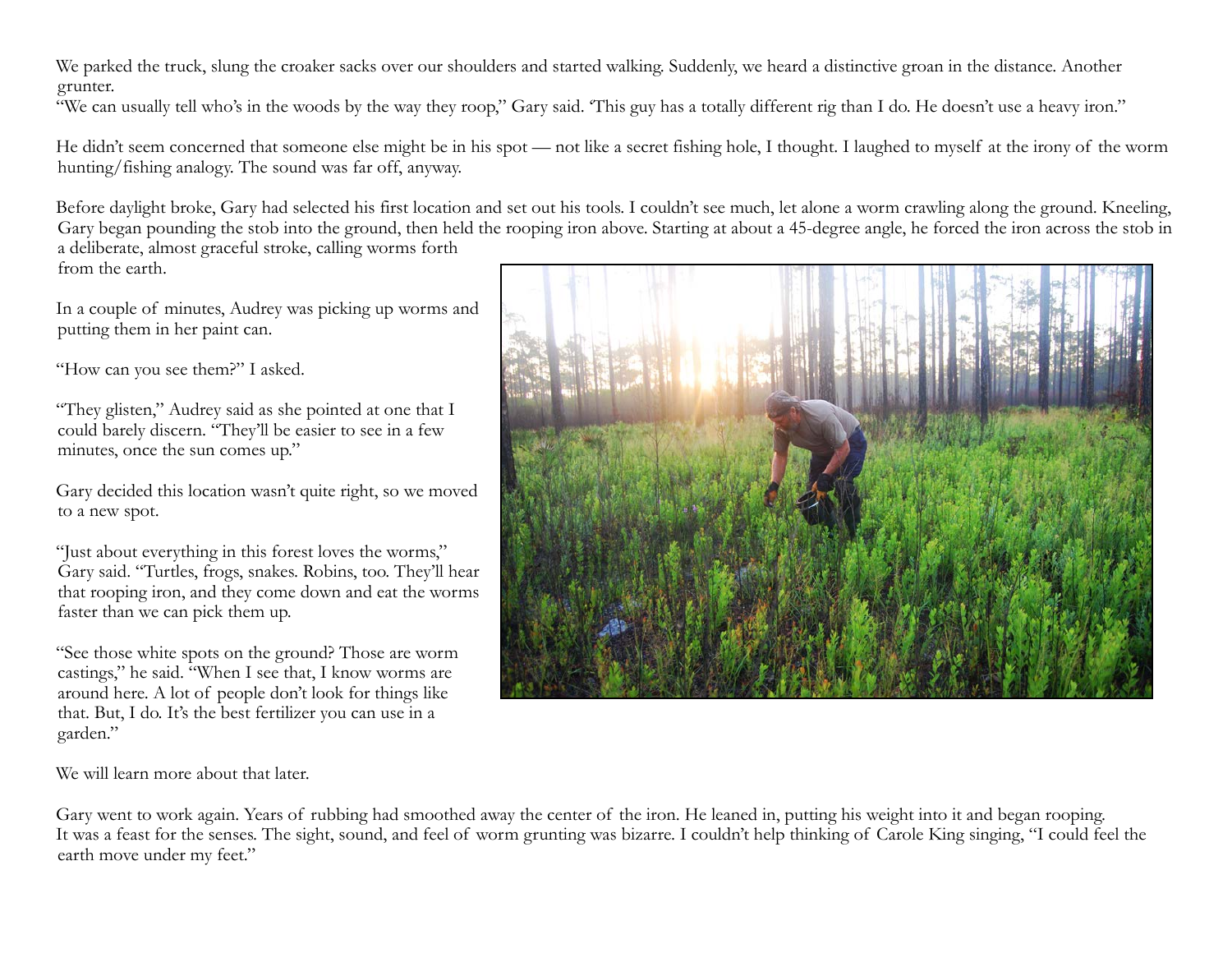We parked the truck, slung the croaker sacks over our shoulders and started walking. Suddenly, we heard a distinctive groan in the distance. Another grunter.

"We can usually tell who's in the woods by the way they roop," Gary said. 'This guy has a totally different rig than I do. He doesn't use a heavy iron."

He didn't seem concerned that someone else might be in his spot — not like a secret fishing hole, I thought. I laughed to myself at the irony of the worm hunting/fishing analogy. The sound was far off, anyway.

Before daylight broke, Gary had selected his first location and set out his tools. I couldn't see much, let alone a worm crawling along the ground. Kneeling, Gary began pounding the stob into the ground, then held the rooping iron above. Starting at about a 45-degree angle, he forced the iron across the stob in a deliberate, almost graceful stroke, calling worms forth from the earth.

In a couple of minutes, Audrey was picking up worms and putting them in her paint can.

"How can you see them?" I asked.

"They glisten," Audrey said as she pointed at one that I could barely discern. "They'll be easier to see in a few minutes, once the sun comes up."

Gary decided this location wasn't quite right, so we moved to a new spot.

"Just about everything in this forest loves the worms," Gary said. "Turtles, frogs, snakes. Robins, too. They'll hear that rooping iron, and they come down and eat the worms faster than we can pick them up.

"See those white spots on the ground? Those are worm castings," he said. "When I see that, I know worms are around here. A lot of people don't look for things like that. But, I do. It's the best fertilizer you can use in a garden."

We will learn more about that later.

Gary went to work again. Years of rubbing had smoothed away the center of the iron. He leaned in, putting his weight into it and began rooping. It was a feast for the senses. The sight, sound, and feel of worm grunting was bizarre. I couldn't help thinking of Carole King singing, "I could feel the earth move under my feet."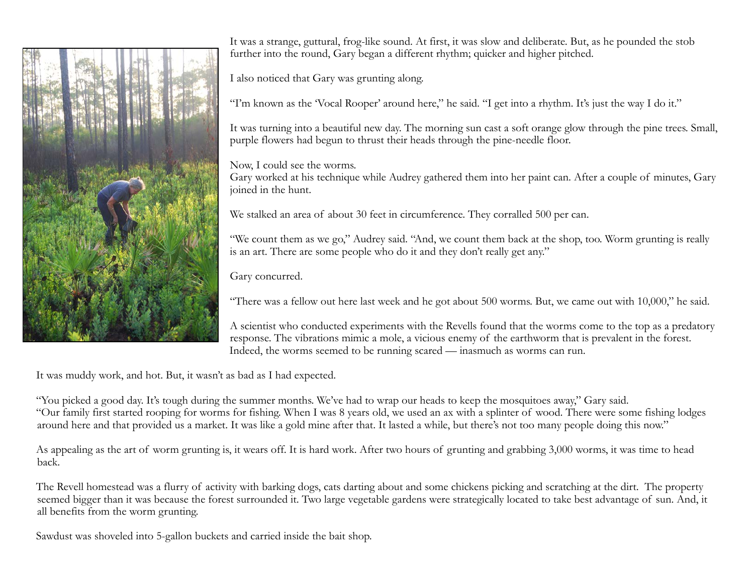It was a strange, guttural, frog-like sound. At first, it was slow and deliberate. But, as he pounded the stob further into the round, Gary began a different rhythm; quicker and higher pitched.

I also noticed that Gary was grunting along.

"I'm known as the 'Vocal Rooper' around here," he said. "I get into a rhythm. It's just the way I do it."

It was turning into a beautiful new day. The morning sun cast a soft orange glow through the pine trees. Small, purple flowers had begun to thrust their heads through the pine-needle floor.

Now, I could see the worms.
Gary worked at his technique while Audrey gathered them into her paint can. After a couple of minutes, Gary joined in the hunt.

We stalked an area of about 30 feet in circumference. They corralled 500 per can.

"We count them as we go," Audrey said. "And, we count them back at the shop, too. Worm grunting is really is an art. There are some people who do it and they don't really get any."

Gary concurred.

"There was a fellow out here last week and he got about 500 worms. But, we came out with 10,000," he said.

A scientist who conducted experiments with the Revells found that the worms come to the top as a predatory response. The vibrations mimic a mole, a vicious enemy of the earthworm that is prevalent in the forest. Indeed, the worms seemed to be running scared — inasmuch as worms can run.

It was muddy work, and hot. But, it wasn't as bad as I had expected.

"You picked a good day. It's tough during the summer months. We've had to wrap our heads to keep the mosquitoes away," Gary said.
"Our family first started rooping for worms for fishing. When I was 8 years old, we used an ax with a splinter of wood. There were some fishing lodges around here and that provided us a market. It was like a gold mine after that. It lasted a while, but there's not too many people doing this now."

As appealing as the art of worm grunting is, it wears off. It is hard work. After two hours of grunting and grabbing 3,000 worms, it was time to head back.

The Revell homestead was a flurry of activity with barking dogs, cats darting about and some chickens picking and scratching at the dirt. The property seemed bigger than it was because the forest surrounded it. Two large vegetable gardens were strategically located to take best advantage of sun. And, it all benefits from the worm grunting.

Sawdust was shoveled into 5-gallon buckets and carried inside the bait shop.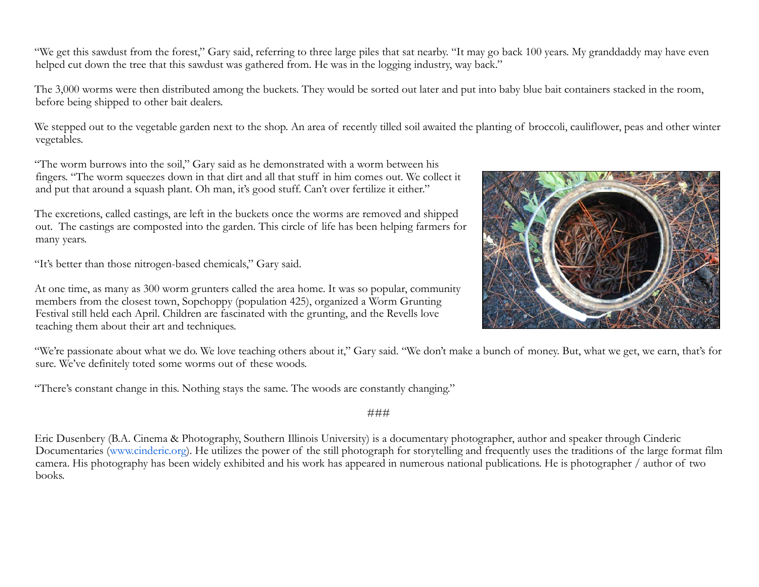"We get this sawdust from the forest," Gary said, referring to three large piles that sat nearby. "It may go back 100 years. My granddaddy may have even helped cut down the tree that this sawdust was gathered from. He was in the logging industry, way back."

The 3,000 worms were then distributed among the buckets. They would be sorted out later and put into baby blue bait containers stacked in the room, before being shipped to other bait dealers.

We stepped out to the vegetable garden next to the shop. An area of recently tilled soil awaited the planting of broccoli, cauliflower, peas and other winter vegetables.

"The worm burrows into the soil," Gary said as he demonstrated with a worm between his fingers. "The worm squeezes down in that dirt and all that stuff in him comes out. We collect it and put that around a squash plant. Oh man, it's good stuff. Can't over fertilize it either."

The excretions, called castings, are left in the buckets once the worms are removed and shipped out. The castings are composted into the garden. This circle of life has been helping farmers for many years.

"It's better than those nitrogen-based chemicals," Gary said.

At one time, as many as 300 worm grunters called the area home. It was so popular, community members from the closest town, Sopchoppy (population 425), organized a Worm Grunting Festival still held each April. Children are fascinated with the grunting, and the Revells love teaching them about their art and techniques.

"We're passionate about what we do. We love teaching others about it," Gary said. "We don't make a bunch of money. But, what we get, we earn, that's for sure. We've definitely toted some worms out of these woods.

"There's constant change in this. Nothing stays the same. The woods are constantly changing."

###

Eric Dusenbery (B.A. Cinema & Photography, Southern Illinois University) is a documentary photographer, author and speaker through Cinderic Documentaries (www.cinderic.org). He utilizes the power of the still photograph for storytelling and frequently uses the traditions of the large format film camera. His photography has been widely exhibited and his work has appeared in numerous national publications. He is photographer / author of two books.